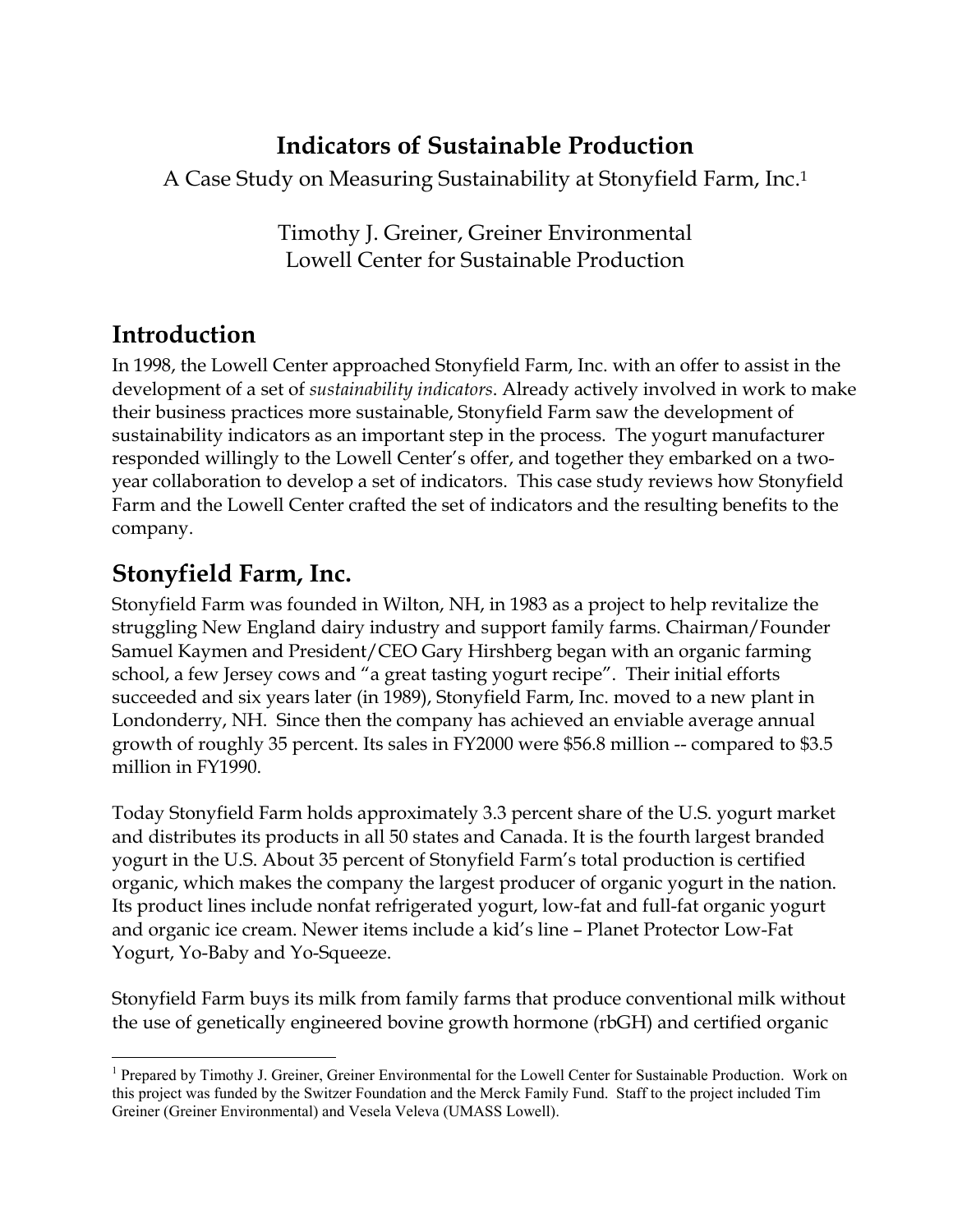# Indicators of Sustainable Production

A Case Study on Measuring Sustainability at Stonyfield Farm, Inc.[1]

Timothy J. Greiner, Greiner Environmental
Lowell Center for Sustainable Production

## Introduction

In 1998, the Lowell Center approached Stonyfield Farm, Inc. with an offer to assist in the development of a set of *sustainability indicators*. Already actively involved in work to make their business practices more sustainable, Stonyfield Farm saw the development of sustainability indicators as an important step in the process. The yogurt manufacturer responded willingly to the Lowell Center's offer, and together they embarked on a two-year collaboration to develop a set of indicators. This case study reviews how Stonyfield Farm and the Lowell Center crafted the set of indicators and the resulting benefits to the company.

## Stonyfield Farm, Inc.

Stonyfield Farm was founded in Wilton, NH, in 1983 as a project to help revitalize the struggling New England dairy industry and support family farms. Chairman/Founder Samuel Kaymen and President/CEO Gary Hirshberg began with an organic farming school, a few Jersey cows and "a great tasting yogurt recipe". Their initial efforts succeeded and six years later (in 1989), Stonyfield Farm, Inc. moved to a new plant in Londonderry, NH. Since then the company has achieved an enviable average annual growth of roughly 35 percent. Its sales in FY2000 were $56.8 million -- compared to $3.5 million in FY1990.

Today Stonyfield Farm holds approximately 3.3 percent share of the U.S. yogurt market and distributes its products in all 50 states and Canada. It is the fourth largest branded yogurt in the U.S. About 35 percent of Stonyfield Farm's total production is certified organic, which makes the company the largest producer of organic yogurt in the nation. Its product lines include nonfat refrigerated yogurt, low-fat and full-fat organic yogurt and organic ice cream. Newer items include a kid's line – Planet Protector Low-Fat Yogurt, Yo-Baby and Yo-Squeeze.

Stonyfield Farm buys its milk from family farms that produce conventional milk without the use of genetically engineered bovine growth hormone (rbGH) and certified organic

---

[1] Prepared by Timothy J. Greiner, Greiner Environmental for the Lowell Center for Sustainable Production. Work on this project was funded by the Switzer Foundation and the Merck Family Fund. Staff to the project included Tim Greiner (Greiner Environmental) and Vesela Veleva (UMASS Lowell).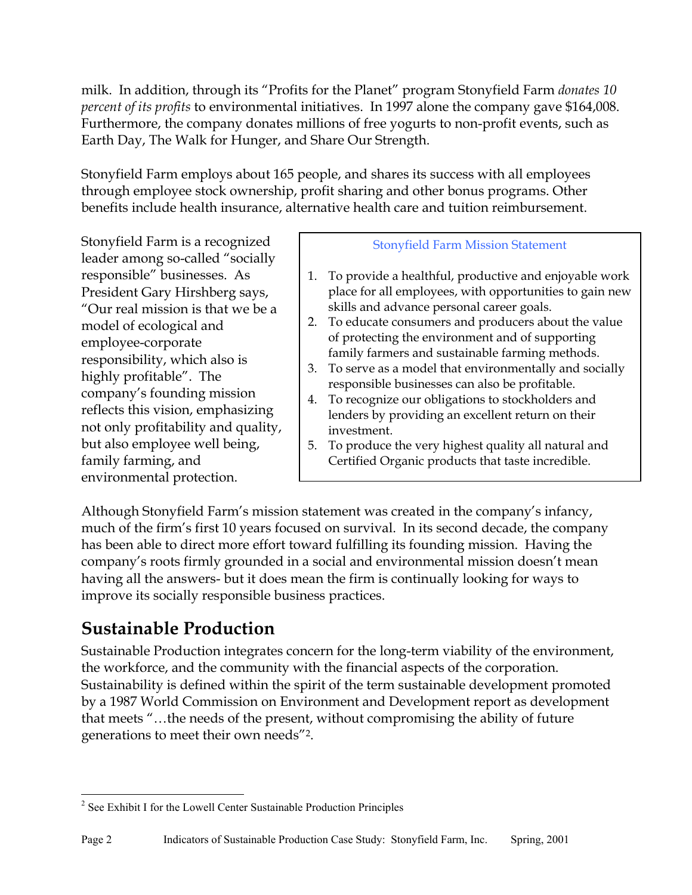milk. In addition, through its "Profits for the Planet" program Stonyfield Farm *donates 10 percent of its profits* to environmental initiatives. In 1997 alone the company gave $164,008. Furthermore, the company donates millions of free yogurts to non-profit events, such as Earth Day, The Walk for Hunger, and Share Our Strength.

Stonyfield Farm employs about 165 people, and shares its success with all employees through employee stock ownership, profit sharing and other bonus programs. Other benefits include health insurance, alternative health care and tuition reimbursement.

Stonyfield Farm is a recognized leader among so-called "socially responsible" businesses. As President Gary Hirshberg says, "Our real mission is that we be a model of ecological and employee-corporate responsibility, which also is highly profitable". The company's founding mission reflects this vision, emphasizing not only profitability and quality, but also employee well being, family farming, and environmental protection.

> Stonyfield Farm Mission Statement
>
> 1. To provide a healthful, productive and enjoyable work place for all employees, with opportunities to gain new skills and advance personal career goals.
> 2. To educate consumers and producers about the value of protecting the environment and of supporting family farmers and sustainable farming methods.
> 3. To serve as a model that environmentally and socially responsible businesses can also be profitable.
> 4. To recognize our obligations to stockholders and lenders by providing an excellent return on their investment.
> 5. To produce the very highest quality all natural and Certified Organic products that taste incredible.

Although Stonyfield Farm's mission statement was created in the company's infancy, much of the firm's first 10 years focused on survival. In its second decade, the company has been able to direct more effort toward fulfilling its founding mission. Having the company's roots firmly grounded in a social and environmental mission doesn't mean having all the answers- but it does mean the firm is continually looking for ways to improve its socially responsible business practices.

## Sustainable Production

Sustainable Production integrates concern for the long-term viability of the environment, the workforce, and the community with the financial aspects of the corporation. Sustainability is defined within the spirit of the term sustainable development promoted by a 1987 World Commission on Environment and Development report as development that meets "…the needs of the present, without compromising the ability of future generations to meet their own needs"[2].

[2] See Exhibit I for the Lowell Center Sustainable Production Principles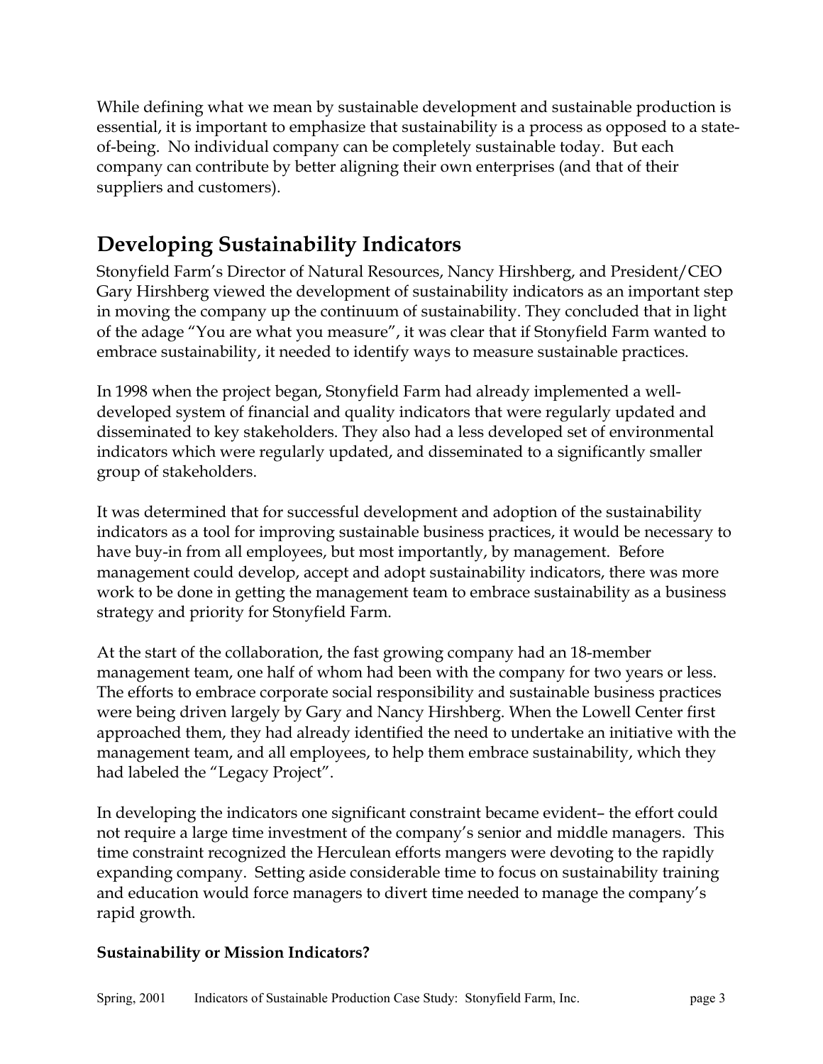While defining what we mean by sustainable development and sustainable production is essential, it is important to emphasize that sustainability is a process as opposed to a state-of-being. No individual company can be completely sustainable today. But each company can contribute by better aligning their own enterprises (and that of their suppliers and customers).

## Developing Sustainability Indicators

Stonyfield Farm's Director of Natural Resources, Nancy Hirshberg, and President/CEO Gary Hirshberg viewed the development of sustainability indicators as an important step in moving the company up the continuum of sustainability. They concluded that in light of the adage "You are what you measure", it was clear that if Stonyfield Farm wanted to embrace sustainability, it needed to identify ways to measure sustainable practices.

In 1998 when the project began, Stonyfield Farm had already implemented a well-developed system of financial and quality indicators that were regularly updated and disseminated to key stakeholders. They also had a less developed set of environmental indicators which were regularly updated, and disseminated to a significantly smaller group of stakeholders.

It was determined that for successful development and adoption of the sustainability indicators as a tool for improving sustainable business practices, it would be necessary to have buy-in from all employees, but most importantly, by management. Before management could develop, accept and adopt sustainability indicators, there was more work to be done in getting the management team to embrace sustainability as a business strategy and priority for Stonyfield Farm.

At the start of the collaboration, the fast growing company had an 18-member management team, one half of whom had been with the company for two years or less. The efforts to embrace corporate social responsibility and sustainable business practices were being driven largely by Gary and Nancy Hirshberg. When the Lowell Center first approached them, they had already identified the need to undertake an initiative with the management team, and all employees, to help them embrace sustainability, which they had labeled the "Legacy Project".

In developing the indicators one significant constraint became evident– the effort could not require a large time investment of the company's senior and middle managers. This time constraint recognized the Herculean efforts mangers were devoting to the rapidly expanding company. Setting aside considerable time to focus on sustainability training and education would force managers to divert time needed to manage the company's rapid growth.

**Sustainability or Mission Indicators?**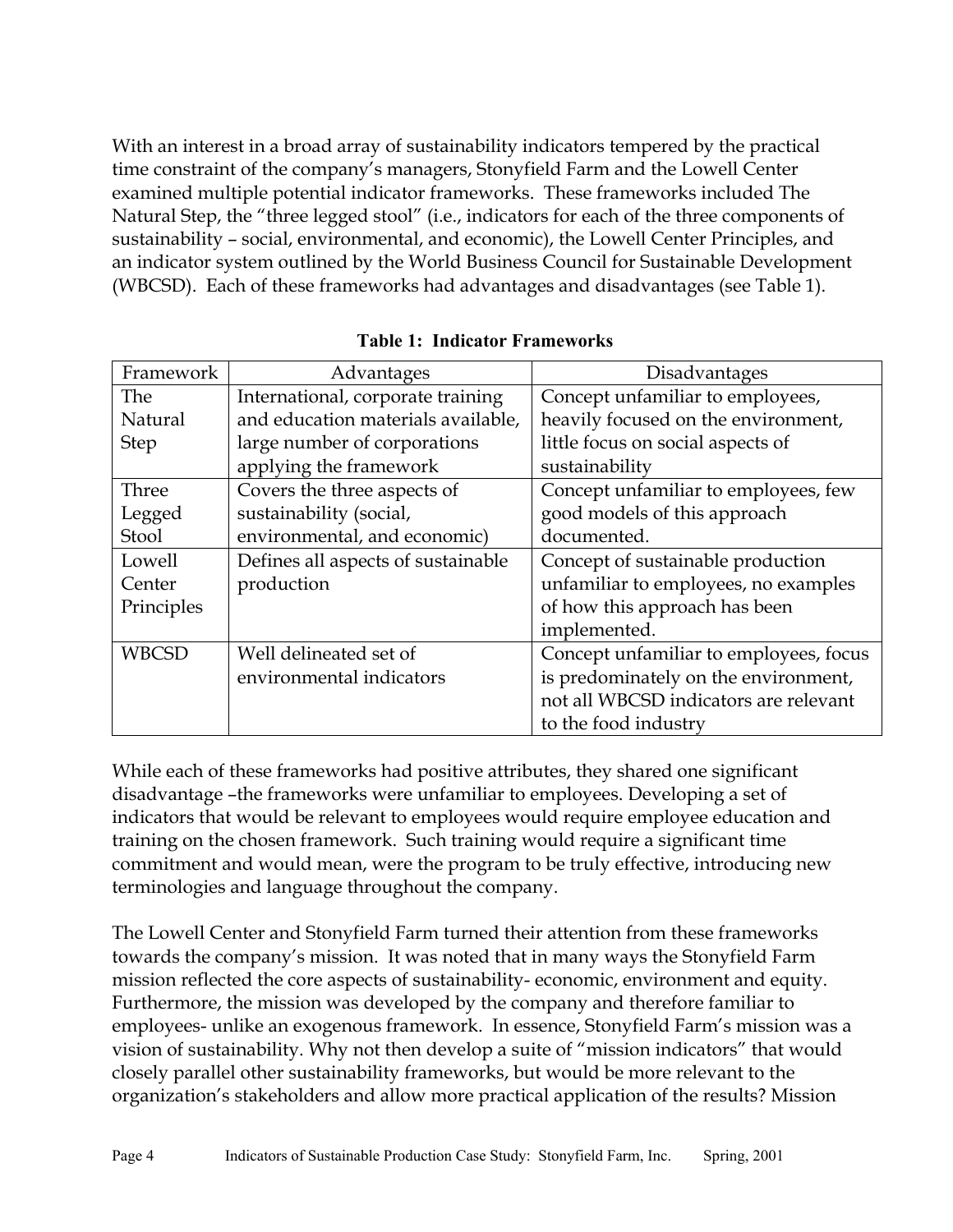With an interest in a broad array of sustainability indicators tempered by the practical time constraint of the company's managers, Stonyfield Farm and the Lowell Center examined multiple potential indicator frameworks. These frameworks included The Natural Step, the "three legged stool" (i.e., indicators for each of the three components of sustainability – social, environmental, and economic), the Lowell Center Principles, and an indicator system outlined by the World Business Council for Sustainable Development (WBCSD). Each of these frameworks had advantages and disadvantages (see Table 1).

**Table 1: Indicator Frameworks**

| Framework | Advantages | Disadvantages |
| --- | --- | --- |
| The Natural Step | International, corporate training and education materials available, large number of corporations applying the framework | Concept unfamiliar to employees, heavily focused on the environment, little focus on social aspects of sustainability |
| Three Legged Stool | Covers the three aspects of sustainability (social, environmental, and economic) | Concept unfamiliar to employees, few good models of this approach documented. |
| Lowell Center Principles | Defines all aspects of sustainable production | Concept of sustainable production unfamiliar to employees, no examples of how this approach has been implemented. |
| WBCSD | Well delineated set of environmental indicators | Concept unfamiliar to employees, focus is predominately on the environment, not all WBCSD indicators are relevant to the food industry |

While each of these frameworks had positive attributes, they shared one significant disadvantage –the frameworks were unfamiliar to employees. Developing a set of indicators that would be relevant to employees would require employee education and training on the chosen framework. Such training would require a significant time commitment and would mean, were the program to be truly effective, introducing new terminologies and language throughout the company.

The Lowell Center and Stonyfield Farm turned their attention from these frameworks towards the company's mission. It was noted that in many ways the Stonyfield Farm mission reflected the core aspects of sustainability- economic, environment and equity. Furthermore, the mission was developed by the company and therefore familiar to employees- unlike an exogenous framework. In essence, Stonyfield Farm's mission was a vision of sustainability. Why not then develop a suite of "mission indicators" that would closely parallel other sustainability frameworks, but would be more relevant to the organization's stakeholders and allow more practical application of the results? Mission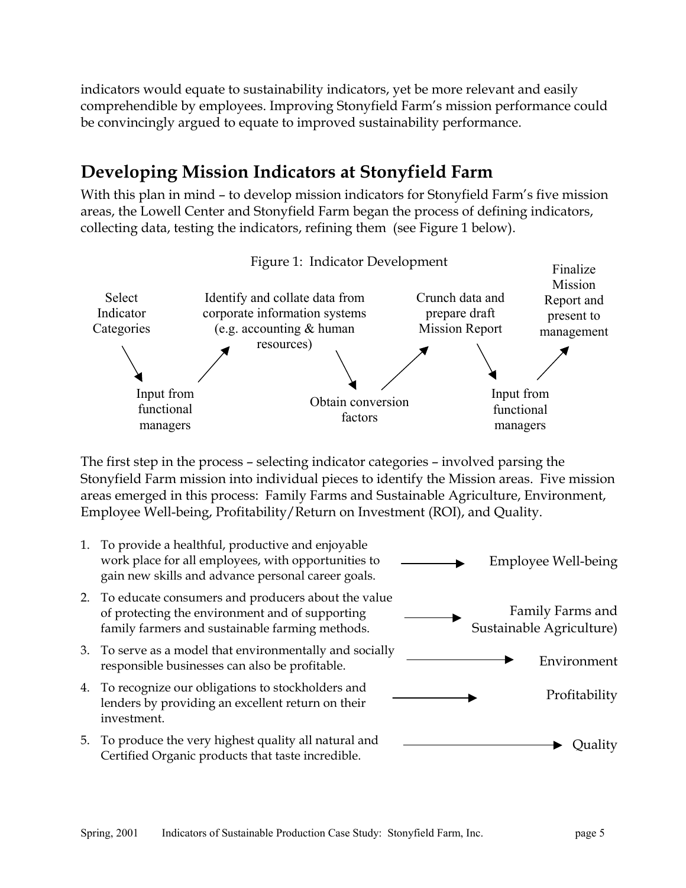indicators would equate to sustainability indicators, yet be more relevant and easily comprehendible by employees. Improving Stonyfield Farm's mission performance could be convincingly argued to equate to improved sustainability performance.

## Developing Mission Indicators at Stonyfield Farm

With this plan in mind – to develop mission indicators for Stonyfield Farm's five mission areas, the Lowell Center and Stonyfield Farm began the process of defining indicators, collecting data, testing the indicators, refining them (see Figure 1 below).

Figure 1: Indicator Development

Select Indicator Categories → Input from functional managers → Identify and collate data from corporate information systems (e.g. accounting & human resources) → Obtain conversion factors → Crunch data and prepare draft Mission Report → Input from functional managers → Finalize Mission Report and present to management

The first step in the process – selecting indicator categories – involved parsing the Stonyfield Farm mission into individual pieces to identify the Mission areas. Five mission areas emerged in this process: Family Farms and Sustainable Agriculture, Environment, Employee Well-being, Profitability/Return on Investment (ROI), and Quality.

1. To provide a healthful, productive and enjoyable work place for all employees, with opportunities to gain new skills and advance personal career goals. → Employee Well-being
2. To educate consumers and producers about the value of protecting the environment and of supporting family farmers and sustainable farming methods. → Family Farms and Sustainable Agriculture)
3. To serve as a model that environmentally and socially responsible businesses can also be profitable. → Environment
4. To recognize our obligations to stockholders and lenders by providing an excellent return on their investment. → Profitability
5. To produce the very highest quality all natural and Certified Organic products that taste incredible. → Quality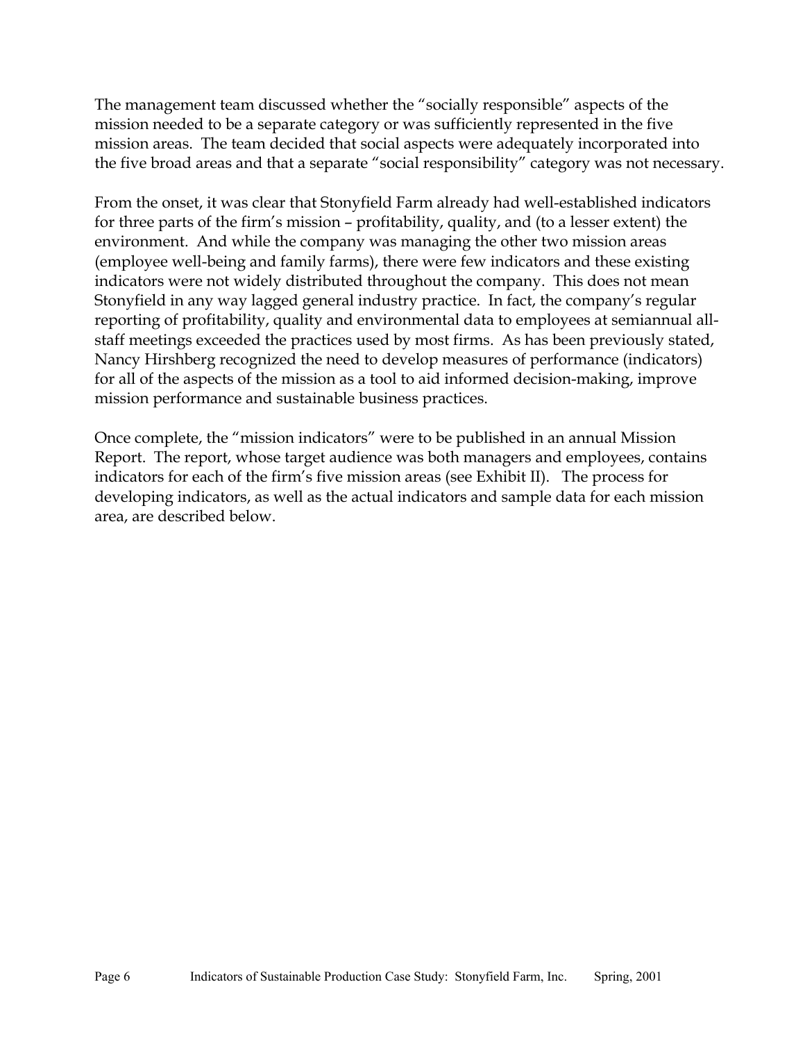The management team discussed whether the "socially responsible" aspects of the mission needed to be a separate category or was sufficiently represented in the five mission areas. The team decided that social aspects were adequately incorporated into the five broad areas and that a separate "social responsibility" category was not necessary.

From the onset, it was clear that Stonyfield Farm already had well-established indicators for three parts of the firm's mission – profitability, quality, and (to a lesser extent) the environment. And while the company was managing the other two mission areas (employee well-being and family farms), there were few indicators and these existing indicators were not widely distributed throughout the company. This does not mean Stonyfield in any way lagged general industry practice. In fact, the company's regular reporting of profitability, quality and environmental data to employees at semiannual all-staff meetings exceeded the practices used by most firms. As has been previously stated, Nancy Hirshberg recognized the need to develop measures of performance (indicators) for all of the aspects of the mission as a tool to aid informed decision-making, improve mission performance and sustainable business practices.

Once complete, the "mission indicators" were to be published in an annual Mission Report. The report, whose target audience was both managers and employees, contains indicators for each of the firm's five mission areas (see Exhibit II). The process for developing indicators, as well as the actual indicators and sample data for each mission area, are described below.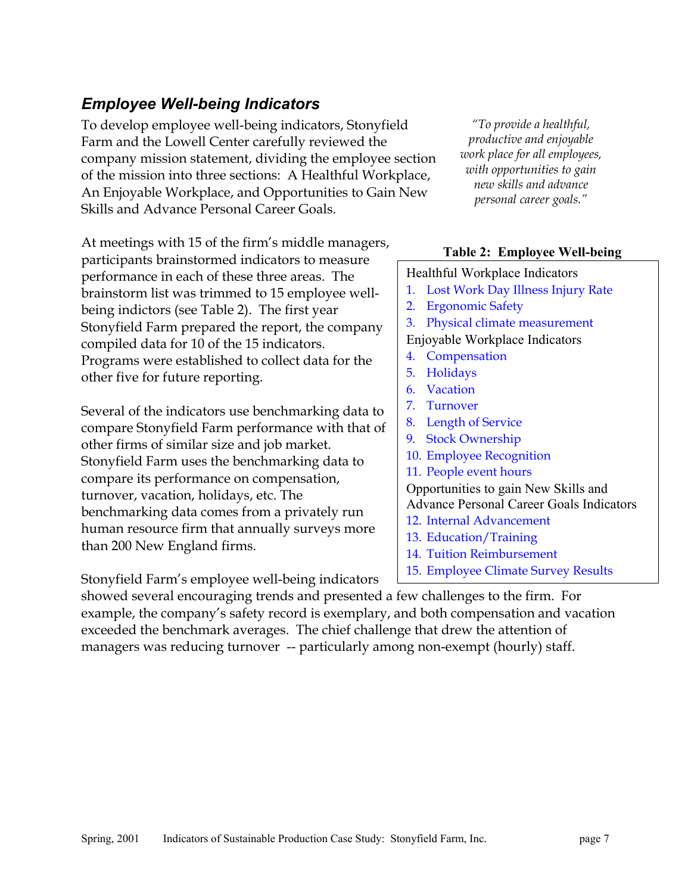## *Employee Well-being Indicators*

To develop employee well-being indicators, Stonyfield Farm and the Lowell Center carefully reviewed the company mission statement, dividing the employee section of the mission into three sections: A Healthful Workplace, An Enjoyable Workplace, and Opportunities to Gain New Skills and Advance Personal Career Goals.

*"To provide a healthful, productive and enjoyable work place for all employees, with opportunities to gain new skills and advance personal career goals."*

At meetings with 15 of the firm's middle managers, participants brainstormed indicators to measure performance in each of these three areas. The brainstorm list was trimmed to 15 employee well-being indictors (see Table 2). The first year Stonyfield Farm prepared the report, the company compiled data for 10 of the 15 indicators. Programs were established to collect data for the other five for future reporting.

**Table 2: Employee Well-being**

Healthful Workplace Indicators
1. Lost Work Day Illness Injury Rate
2. Ergonomic Safety
3. Physical climate measurement

Enjoyable Workplace Indicators

4. Compensation
5. Holidays
6. Vacation
7. Turnover
8. Length of Service
9. Stock Ownership
10. Employee Recognition
11. People event hours

Opportunities to gain New Skills and Advance Personal Career Goals Indicators

12. Internal Advancement
13. Education/Training
14. Tuition Reimbursement
15. Employee Climate Survey Results

Several of the indicators use benchmarking data to compare Stonyfield Farm performance with that of other firms of similar size and job market. Stonyfield Farm uses the benchmarking data to compare its performance on compensation, turnover, vacation, holidays, etc. The benchmarking data comes from a privately run human resource firm that annually surveys more than 200 New England firms.

Stonyfield Farm's employee well-being indicators showed several encouraging trends and presented a few challenges to the firm. For example, the company's safety record is exemplary, and both compensation and vacation exceeded the benchmark averages. The chief challenge that drew the attention of managers was reducing turnover -- particularly among non-exempt (hourly) staff.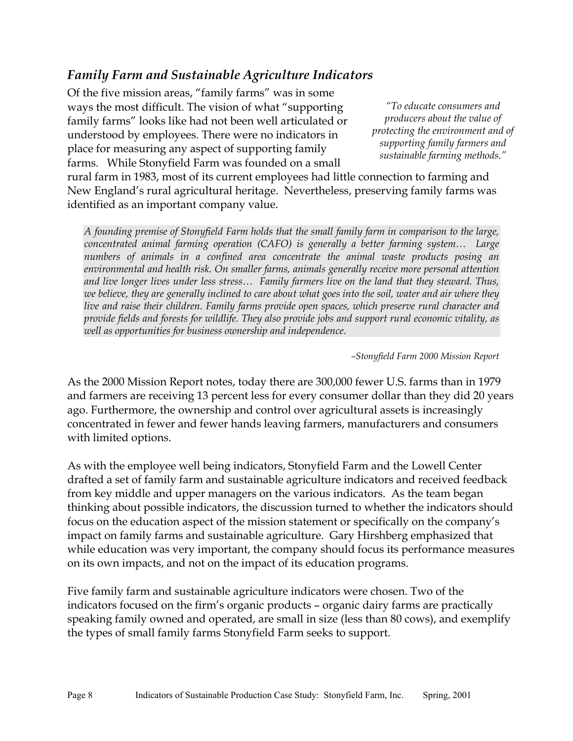## *Family Farm and Sustainable Agriculture Indicators*

*"To educate consumers and producers about the value of protecting the environment and of supporting family farmers and sustainable farming methods."*

Of the five mission areas, "family farms" was in some ways the most difficult. The vision of what "supporting family farms" looks like had not been well articulated or understood by employees. There were no indicators in place for measuring any aspect of supporting family farms. While Stonyfield Farm was founded on a small rural farm in 1983, most of its current employees had little connection to farming and New England's rural agricultural heritage. Nevertheless, preserving family farms was identified as an important company value.

> *A founding premise of Stonyfield Farm holds that the small family farm in comparison to the large, concentrated animal farming operation (CAFO) is generally a better farming system… Large numbers of animals in a confined area concentrate the animal waste products posing an environmental and health risk. On smaller farms, animals generally receive more personal attention and live longer lives under less stress… Family farmers live on the land that they steward. Thus, we believe, they are generally inclined to care about what goes into the soil, water and air where they live and raise their children. Family farms provide open spaces, which preserve rural character and provide fields and forests for wildlife. They also provide jobs and support rural economic vitality, as well as opportunities for business ownership and independence.*
>
> *–Stonyfield Farm 2000 Mission Report*

As the 2000 Mission Report notes, today there are 300,000 fewer U.S. farms than in 1979 and farmers are receiving 13 percent less for every consumer dollar than they did 20 years ago. Furthermore, the ownership and control over agricultural assets is increasingly concentrated in fewer and fewer hands leaving farmers, manufacturers and consumers with limited options.

As with the employee well being indicators, Stonyfield Farm and the Lowell Center drafted a set of family farm and sustainable agriculture indicators and received feedback from key middle and upper managers on the various indicators. As the team began thinking about possible indicators, the discussion turned to whether the indicators should focus on the education aspect of the mission statement or specifically on the company's impact on family farms and sustainable agriculture. Gary Hirshberg emphasized that while education was very important, the company should focus its performance measures on its own impacts, and not on the impact of its education programs.

Five family farm and sustainable agriculture indicators were chosen. Two of the indicators focused on the firm's organic products – organic dairy farms are practically speaking family owned and operated, are small in size (less than 80 cows), and exemplify the types of small family farms Stonyfield Farm seeks to support.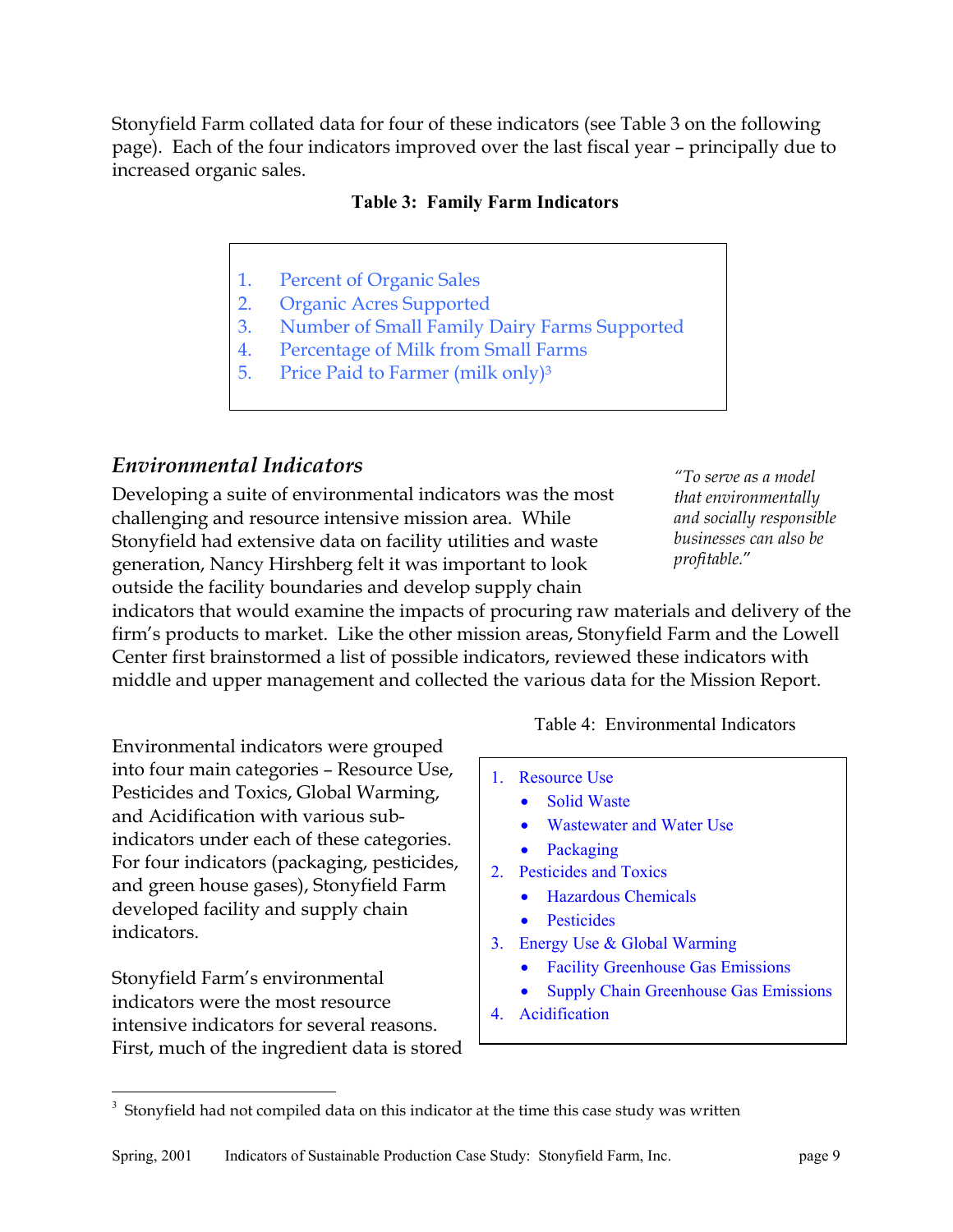Stonyfield Farm collated data for four of these indicators (see Table 3 on the following page). Each of the four indicators improved over the last fiscal year – principally due to increased organic sales.

**Table 3: Family Farm Indicators**

1. Percent of Organic Sales
2. Organic Acres Supported
3. Number of Small Family Dairy Farms Supported
4. Percentage of Milk from Small Farms
5. Price Paid to Farmer (milk only)[3]

## *Environmental Indicators*

*"To serve as a model that environmentally and socially responsible businesses can also be profitable."*

Developing a suite of environmental indicators was the most challenging and resource intensive mission area. While Stonyfield had extensive data on facility utilities and waste generation, Nancy Hirshberg felt it was important to look outside the facility boundaries and develop supply chain indicators that would examine the impacts of procuring raw materials and delivery of the firm's products to market. Like the other mission areas, Stonyfield Farm and the Lowell Center first brainstormed a list of possible indicators, reviewed these indicators with middle and upper management and collected the various data for the Mission Report.

Environmental indicators were grouped into four main categories – Resource Use, Pesticides and Toxics, Global Warming, and Acidification with various sub-indicators under each of these categories. For four indicators (packaging, pesticides, and green house gases), Stonyfield Farm developed facility and supply chain indicators.

Table 4: Environmental Indicators

1. Resource Use
   - Solid Waste
   - Wastewater and Water Use
   - Packaging
2. Pesticides and Toxics
   - Hazardous Chemicals
   - Pesticides
3. Energy Use & Global Warming
   - Facility Greenhouse Gas Emissions
   - Supply Chain Greenhouse Gas Emissions
4. Acidification

Stonyfield Farm's environmental indicators were the most resource intensive indicators for several reasons. First, much of the ingredient data is stored

[3] Stonyfield had not compiled data on this indicator at the time this case study was written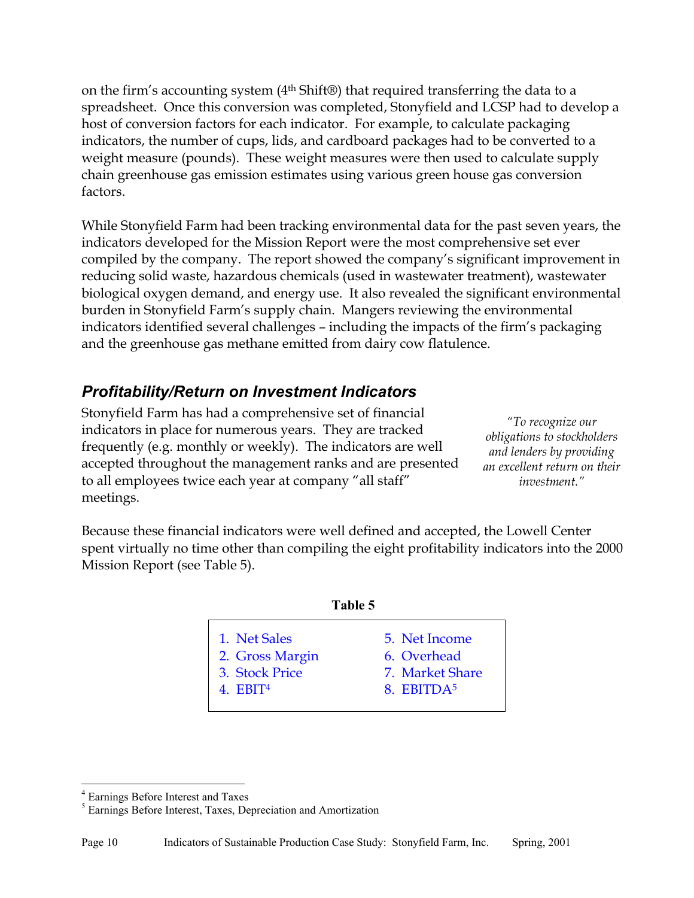on the firm's accounting system (4th Shift®) that required transferring the data to a spreadsheet. Once this conversion was completed, Stonyfield and LCSP had to develop a host of conversion factors for each indicator. For example, to calculate packaging indicators, the number of cups, lids, and cardboard packages had to be converted to a weight measure (pounds). These weight measures were then used to calculate supply chain greenhouse gas emission estimates using various green house gas conversion factors.

While Stonyfield Farm had been tracking environmental data for the past seven years, the indicators developed for the Mission Report were the most comprehensive set ever compiled by the company. The report showed the company's significant improvement in reducing solid waste, hazardous chemicals (used in wastewater treatment), wastewater biological oxygen demand, and energy use. It also revealed the significant environmental burden in Stonyfield Farm's supply chain. Mangers reviewing the environmental indicators identified several challenges – including the impacts of the firm's packaging and the greenhouse gas methane emitted from dairy cow flatulence.

## *Profitability/Return on Investment Indicators*

*"To recognize our obligations to stockholders and lenders by providing an excellent return on their investment."*

Stonyfield Farm has had a comprehensive set of financial indicators in place for numerous years. They are tracked frequently (e.g. monthly or weekly). The indicators are well accepted throughout the management ranks and are presented to all employees twice each year at company "all staff" meetings.

Because these financial indicators were well defined and accepted, the Lowell Center spent virtually no time other than compiling the eight profitability indicators into the 2000 Mission Report (see Table 5).

**Table 5**

| | |
|---|---|
| 1. Net Sales | 5. Net Income |
| 2. Gross Margin | 6. Overhead |
| 3. Stock Price | 7. Market Share |
| 4. EBIT[4] | 8. EBITDA[5] |

[4] Earnings Before Interest and Taxes

[5] Earnings Before Interest, Taxes, Depreciation and Amortization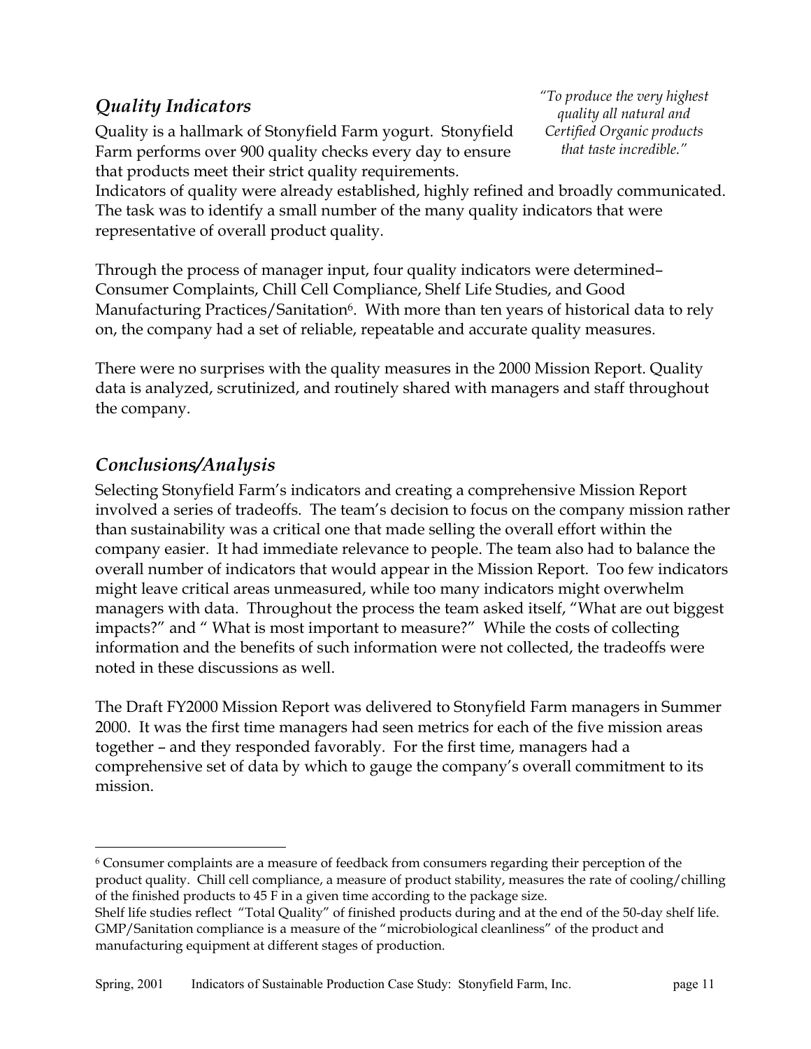## *Quality Indicators*

*"To produce the very highest quality all natural and Certified Organic products that taste incredible."*

Quality is a hallmark of Stonyfield Farm yogurt. Stonyfield Farm performs over 900 quality checks every day to ensure that products meet their strict quality requirements. Indicators of quality were already established, highly refined and broadly communicated. The task was to identify a small number of the many quality indicators that were representative of overall product quality.

Through the process of manager input, four quality indicators were determined– Consumer Complaints, Chill Cell Compliance, Shelf Life Studies, and Good Manufacturing Practices/Sanitation[6]. With more than ten years of historical data to rely on, the company had a set of reliable, repeatable and accurate quality measures.

There were no surprises with the quality measures in the 2000 Mission Report. Quality data is analyzed, scrutinized, and routinely shared with managers and staff throughout the company.

## *Conclusions/Analysis*

Selecting Stonyfield Farm's indicators and creating a comprehensive Mission Report involved a series of tradeoffs. The team's decision to focus on the company mission rather than sustainability was a critical one that made selling the overall effort within the company easier. It had immediate relevance to people. The team also had to balance the overall number of indicators that would appear in the Mission Report. Too few indicators might leave critical areas unmeasured, while too many indicators might overwhelm managers with data. Throughout the process the team asked itself, "What are out biggest impacts?" and " What is most important to measure?" While the costs of collecting information and the benefits of such information were not collected, the tradeoffs were noted in these discussions as well.

The Draft FY2000 Mission Report was delivered to Stonyfield Farm managers in Summer 2000. It was the first time managers had seen metrics for each of the five mission areas together – and they responded favorably. For the first time, managers had a comprehensive set of data by which to gauge the company's overall commitment to its mission.

---

[6] Consumer complaints are a measure of feedback from consumers regarding their perception of the product quality. Chill cell compliance, a measure of product stability, measures the rate of cooling/chilling of the finished products to 45 F in a given time according to the package size.
Shelf life studies reflect "Total Quality" of finished products during and at the end of the 50-day shelf life. GMP/Sanitation compliance is a measure of the "microbiological cleanliness" of the product and manufacturing equipment at different stages of production.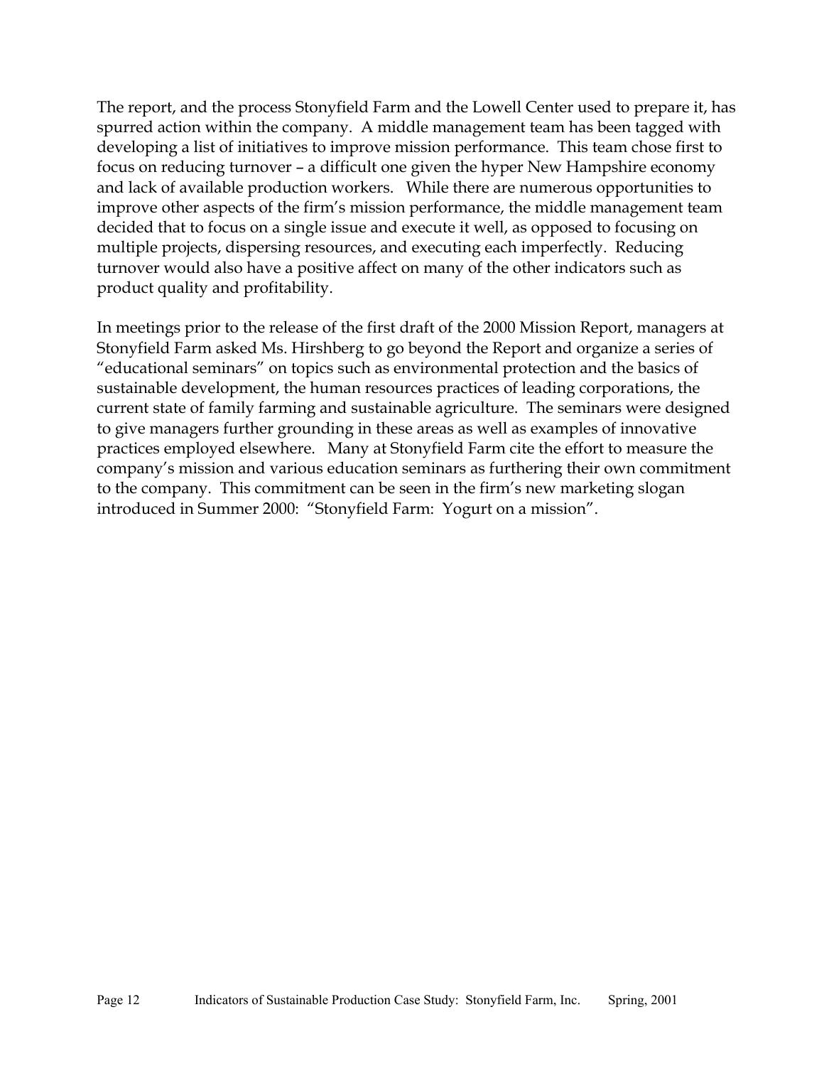The report, and the process Stonyfield Farm and the Lowell Center used to prepare it, has spurred action within the company. A middle management team has been tagged with developing a list of initiatives to improve mission performance. This team chose first to focus on reducing turnover – a difficult one given the hyper New Hampshire economy and lack of available production workers. While there are numerous opportunities to improve other aspects of the firm's mission performance, the middle management team decided that to focus on a single issue and execute it well, as opposed to focusing on multiple projects, dispersing resources, and executing each imperfectly. Reducing turnover would also have a positive affect on many of the other indicators such as product quality and profitability.

In meetings prior to the release of the first draft of the 2000 Mission Report, managers at Stonyfield Farm asked Ms. Hirshberg to go beyond the Report and organize a series of "educational seminars" on topics such as environmental protection and the basics of sustainable development, the human resources practices of leading corporations, the current state of family farming and sustainable agriculture. The seminars were designed to give managers further grounding in these areas as well as examples of innovative practices employed elsewhere. Many at Stonyfield Farm cite the effort to measure the company's mission and various education seminars as furthering their own commitment to the company. This commitment can be seen in the firm's new marketing slogan introduced in Summer 2000: "Stonyfield Farm: Yogurt on a mission".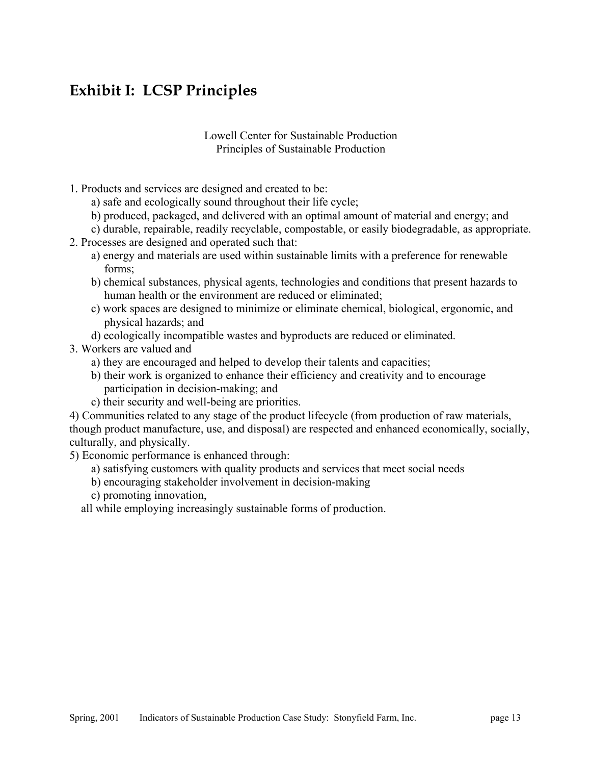## Exhibit I: LCSP Principles

Lowell Center for Sustainable Production
Principles of Sustainable Production

1. Products and services are designed and created to be:
   a) safe and ecologically sound throughout their life cycle;
   b) produced, packaged, and delivered with an optimal amount of material and energy; and
   c) durable, repairable, readily recyclable, compostable, or easily biodegradable, as appropriate.
2. Processes are designed and operated such that:
   a) energy and materials are used within sustainable limits with a preference for renewable forms;
   b) chemical substances, physical agents, technologies and conditions that present hazards to human health or the environment are reduced or eliminated;
   c) work spaces are designed to minimize or eliminate chemical, biological, ergonomic, and physical hazards; and
   d) ecologically incompatible wastes and byproducts are reduced or eliminated.
3. Workers are valued and
   a) they are encouraged and helped to develop their talents and capacities;
   b) their work is organized to enhance their efficiency and creativity and to encourage participation in decision-making; and
   c) their security and well-being are priorities.

4) Communities related to any stage of the product lifecycle (from production of raw materials, though product manufacture, use, and disposal) are respected and enhanced economically, socially, culturally, and physically.

5) Economic performance is enhanced through:
   a) satisfying customers with quality products and services that meet social needs
   b) encouraging stakeholder involvement in decision-making
   c) promoting innovation,

   all while employing increasingly sustainable forms of production.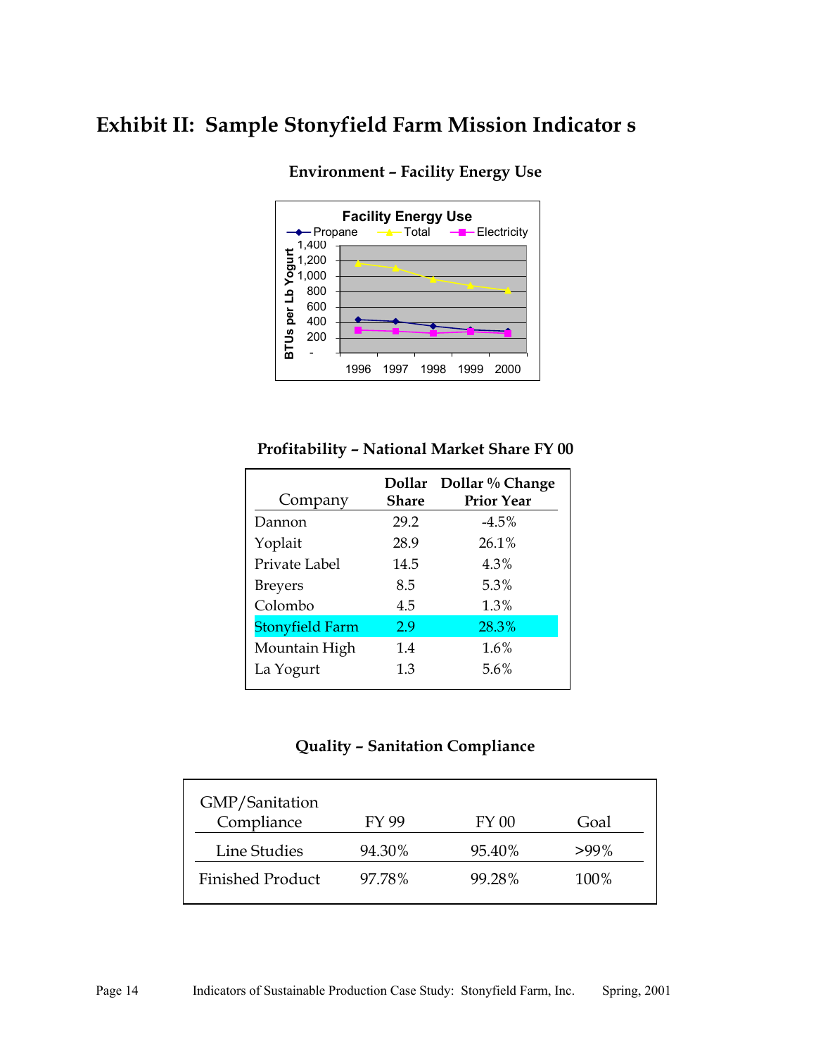# Exhibit II: Sample Stonyfield Farm Mission Indicator s

### Environment – Facility Energy Use

**Facility Energy Use**

Propane — Total — Electricity

BTUs per Lb Yogurt

1,400
1,200
1,000
800
600
400
200
-

1996 1997 1998 1999 2000

### Profitability – National Market Share FY 00

| Company | Dollar Share | Dollar % Change Prior Year |
|---|---|---|
| Dannon | 29.2 | -4.5% |
| Yoplait | 28.9 | 26.1% |
| Private Label | 14.5 | 4.3% |
| Breyers | 8.5 | 5.3% |
| Colombo | 4.5 | 1.3% |
| Stonyfield Farm | 2.9 | 28.3% |
| Mountain High | 1.4 | 1.6% |
| La Yogurt | 1.3 | 5.6% |

### Quality – Sanitation Compliance

| GMP/Sanitation Compliance | FY 99 | FY 00 | Goal |
|---|---|---|---|
| Line Studies | 94.30% | 95.40% | >99% |
| Finished Product | 97.78% | 99.28% | 100% |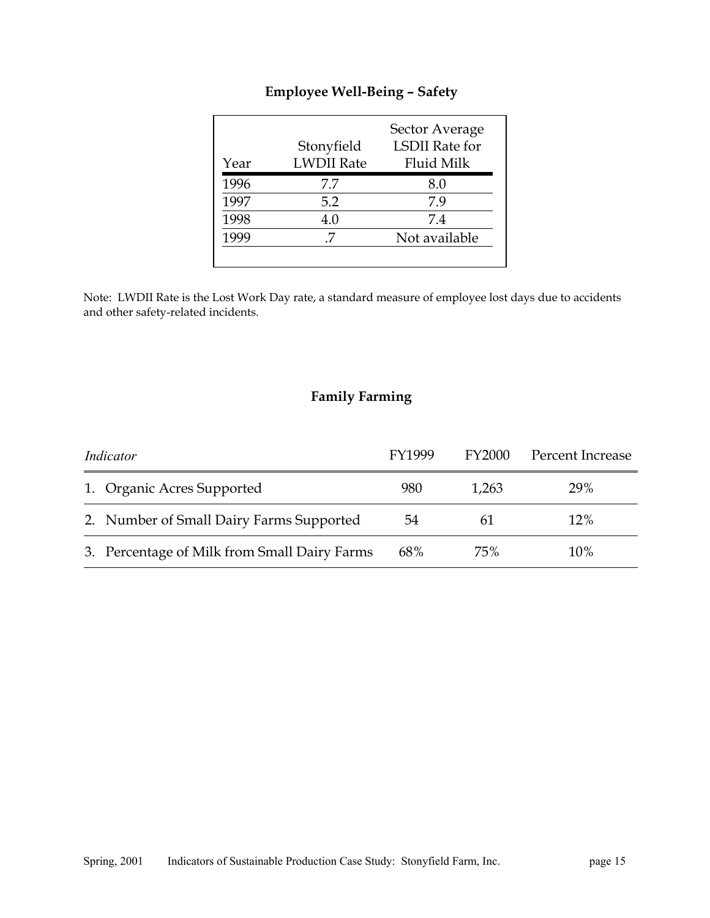## Employee Well-Being – Safety

| Year | Stonyfield LWDII Rate | Sector Average LSDII Rate for Fluid Milk |
|---|---|---|
| 1996 | 7.7 | 8.0 |
| 1997 | 5.2 | 7.9 |
| 1998 | 4.0 | 7.4 |
| 1999 | .7 | Not available |

Note: LWDII Rate is the Lost Work Day rate, a standard measure of employee lost days due to accidents and other safety-related incidents.

## Family Farming

| *Indicator* | FY1999 | FY2000 | Percent Increase |
|---|---|---|---|
| 1. Organic Acres Supported | 980 | 1,263 | 29% |
| 2. Number of Small Dairy Farms Supported | 54 | 61 | 12% |
| 3. Percentage of Milk from Small Dairy Farms | 68% | 75% | 10% |